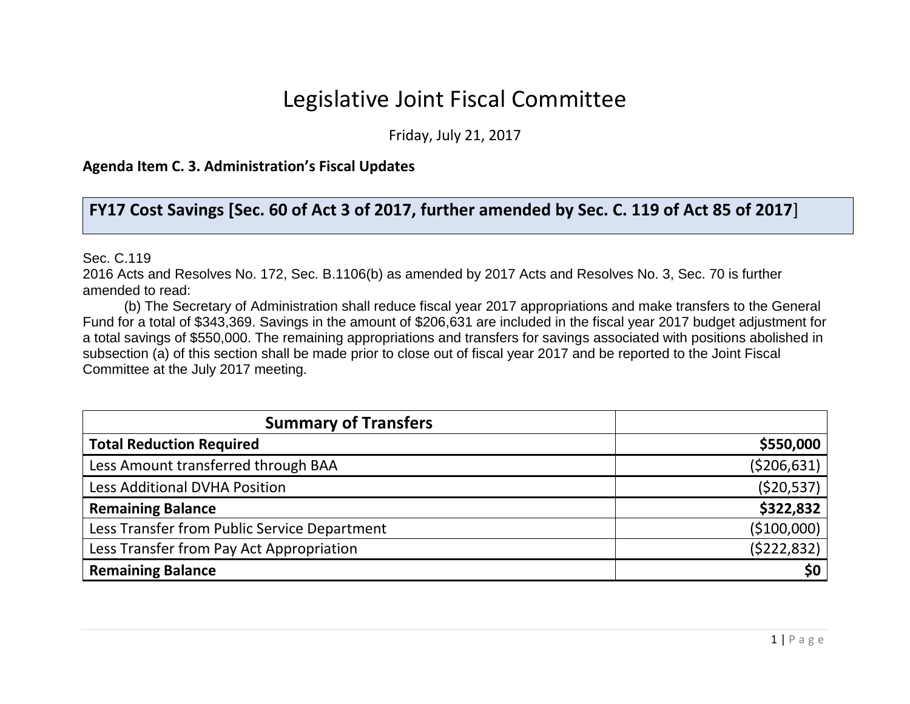# Legislative Joint Fiscal Committee

Friday, July 21, 2017

**Agenda Item C. 3. Administration's Fiscal Updates**

## FY17 Cost Savings [Sec. 60 of Act 3 of 2017, further amended by Sec. C. 119 of Act 85 of 2017]

Sec. C.119
2016 Acts and Resolves No. 172, Sec. B.1106(b) as amended by 2017 Acts and Resolves No. 3, Sec. 70 is further amended to read:

(b) The Secretary of Administration shall reduce fiscal year 2017 appropriations and make transfers to the General Fund for a total of $343,369. Savings in the amount of $206,631 are included in the fiscal year 2017 budget adjustment for a total savings of $550,000. The remaining appropriations and transfers for savings associated with positions abolished in subsection (a) of this section shall be made prior to close out of fiscal year 2017 and be reported to the Joint Fiscal Committee at the July 2017 meeting.

| Summary of Transfers | |
|---|---:|
| **Total Reduction Required** | **$550,000** |
| Less Amount transferred through BAA | ($206,631) |
| Less Additional DVHA Position | ($20,537) |
| **Remaining Balance** | **$322,832** |
| Less Transfer from Public Service Department | ($100,000) |
| Less Transfer from Pay Act Appropriation | ($222,832) |
| **Remaining Balance** | **$0** |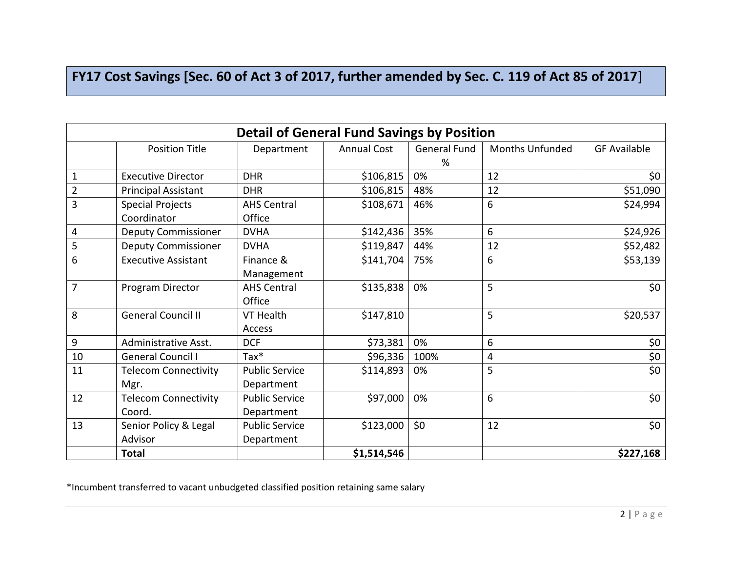# FY17 Cost Savings [Sec. 60 of Act 3 of 2017, further amended by Sec. C. 119 of Act 85 of 2017]

| Detail of General Fund Savings by Position | | | | | | |
|---|---|---|---|---|---|---|
| | Position Title | Department | Annual Cost | General Fund % | Months Unfunded | GF Available |
| 1 | Executive Director | DHR | $106,815 | 0% | 12 | $0 |
| 2 | Principal Assistant | DHR | $106,815 | 48% | 12 | $51,090 |
| 3 | Special Projects Coordinator | AHS Central Office | $108,671 | 46% | 6 | $24,994 |
| 4 | Deputy Commissioner | DVHA | $142,436 | 35% | 6 | $24,926 |
| 5 | Deputy Commissioner | DVHA | $119,847 | 44% | 12 | $52,482 |
| 6 | Executive Assistant | Finance & Management | $141,704 | 75% | 6 | $53,139 |
| 7 | Program Director | AHS Central Office | $135,838 | 0% | 5 | $0 |
| 8 | General Council II | VT Health Access | $147,810 | | 5 | $20,537 |
| 9 | Administrative Asst. | DCF | $73,381 | 0% | 6 | $0 |
| 10 | General Council I | Tax* | $96,336 | 100% | 4 | $0 |
| 11 | Telecom Connectivity Mgr. | Public Service Department | $114,893 | 0% | 5 | $0 |
| 12 | Telecom Connectivity Coord. | Public Service Department | $97,000 | 0% | 6 | $0 |
| 13 | Senior Policy & Legal Advisor | Public Service Department | $123,000 | $0 | 12 | $0 |
| | **Total** | | **$1,514,546** | | | **$227,168** |

*Incumbent transferred to vacant unbudgeted classified position retaining same salary